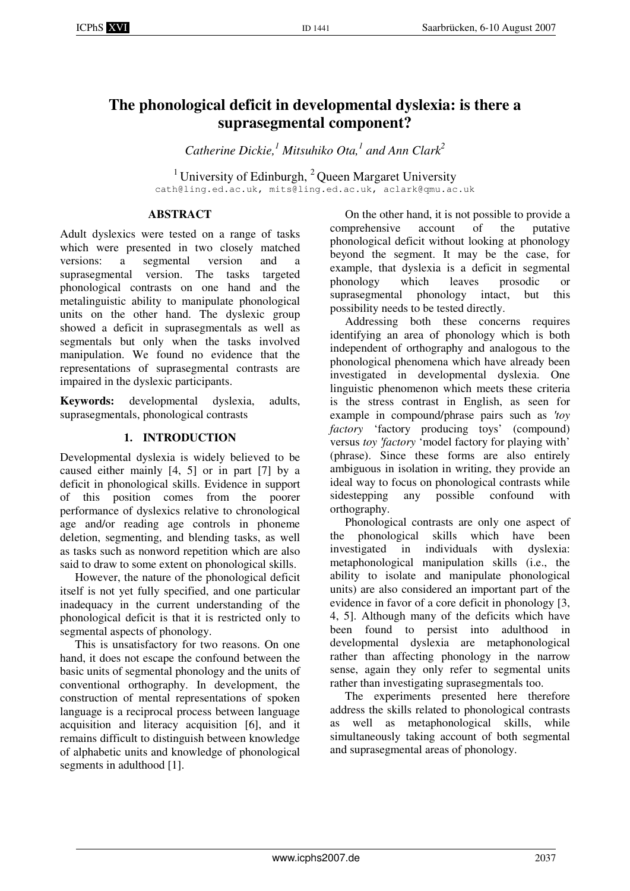# The phonological deficit in developmental dyslexia: is there a suprasegmental component?

*Catherine Dickie,[1] Mitsuhiko Ota,[1] and Ann Clark[2]*

[1] University of Edinburgh, [2] Queen Margaret University
cath@ling.ed.ac.uk, mits@ling.ed.ac.uk, aclark@qmu.ac.uk

## ABSTRACT

Adult dyslexics were tested on a range of tasks which were presented in two closely matched versions: a segmental version and a suprasegmental version. The tasks targeted phonological contrasts on one hand and the metalinguistic ability to manipulate phonological units on the other hand. The dyslexic group showed a deficit in suprasegmentals as well as segmentals but only when the tasks involved manipulation. We found no evidence that the representations of suprasegmental contrasts are impaired in the dyslexic participants.

**Keywords:** developmental dyslexia, adults, suprasegmentals, phonological contrasts

## 1. INTRODUCTION

Developmental dyslexia is widely believed to be caused either mainly [4, 5] or in part [7] by a deficit in phonological skills. Evidence in support of this position comes from the poorer performance of dyslexics relative to chronological age and/or reading age controls in phoneme deletion, segmenting, and blending tasks, as well as tasks such as nonword repetition which are also said to draw to some extent on phonological skills.

However, the nature of the phonological deficit itself is not yet fully specified, and one particular inadequacy in the current understanding of the phonological deficit is that it is restricted only to segmental aspects of phonology.

This is unsatisfactory for two reasons. On one hand, it does not escape the confound between the basic units of segmental phonology and the units of conventional orthography. In development, the construction of mental representations of spoken language is a reciprocal process between language acquisition and literacy acquisition [6], and it remains difficult to distinguish between knowledge of alphabetic units and knowledge of phonological segments in adulthood [1].

On the other hand, it is not possible to provide a comprehensive account of the putative phonological deficit without looking at phonology beyond the segment. It may be the case, for example, that dyslexia is a deficit in segmental phonology which leaves prosodic or suprasegmental phonology intact, but this possibility needs to be tested directly.

Addressing both these concerns requires identifying an area of phonology which is both independent of orthography and analogous to the phonological phenomena which have already been investigated in developmental dyslexia. One linguistic phenomenon which meets these criteria is the stress contrast in English, as seen for example in compound/phrase pairs such as *'toy factory* 'factory producing toys' (compound) versus *toy 'factory* 'model factory for playing with' (phrase). Since these forms are also entirely ambiguous in isolation in writing, they provide an ideal way to focus on phonological contrasts while sidestepping any possible confound with orthography.

Phonological contrasts are only one aspect of the phonological skills which have been investigated in individuals with dyslexia: metaphonological manipulation skills (i.e., the ability to isolate and manipulate phonological units) are also considered an important part of the evidence in favor of a core deficit in phonology [3, 4, 5]. Although many of the deficits which have been found to persist into adulthood in developmental dyslexia are metaphonological rather than affecting phonology in the narrow sense, again they only refer to segmental units rather than investigating suprasegmentals too.

The experiments presented here therefore address the skills related to phonological contrasts as well as metaphonological skills, while simultaneously taking account of both segmental and suprasegmental areas of phonology.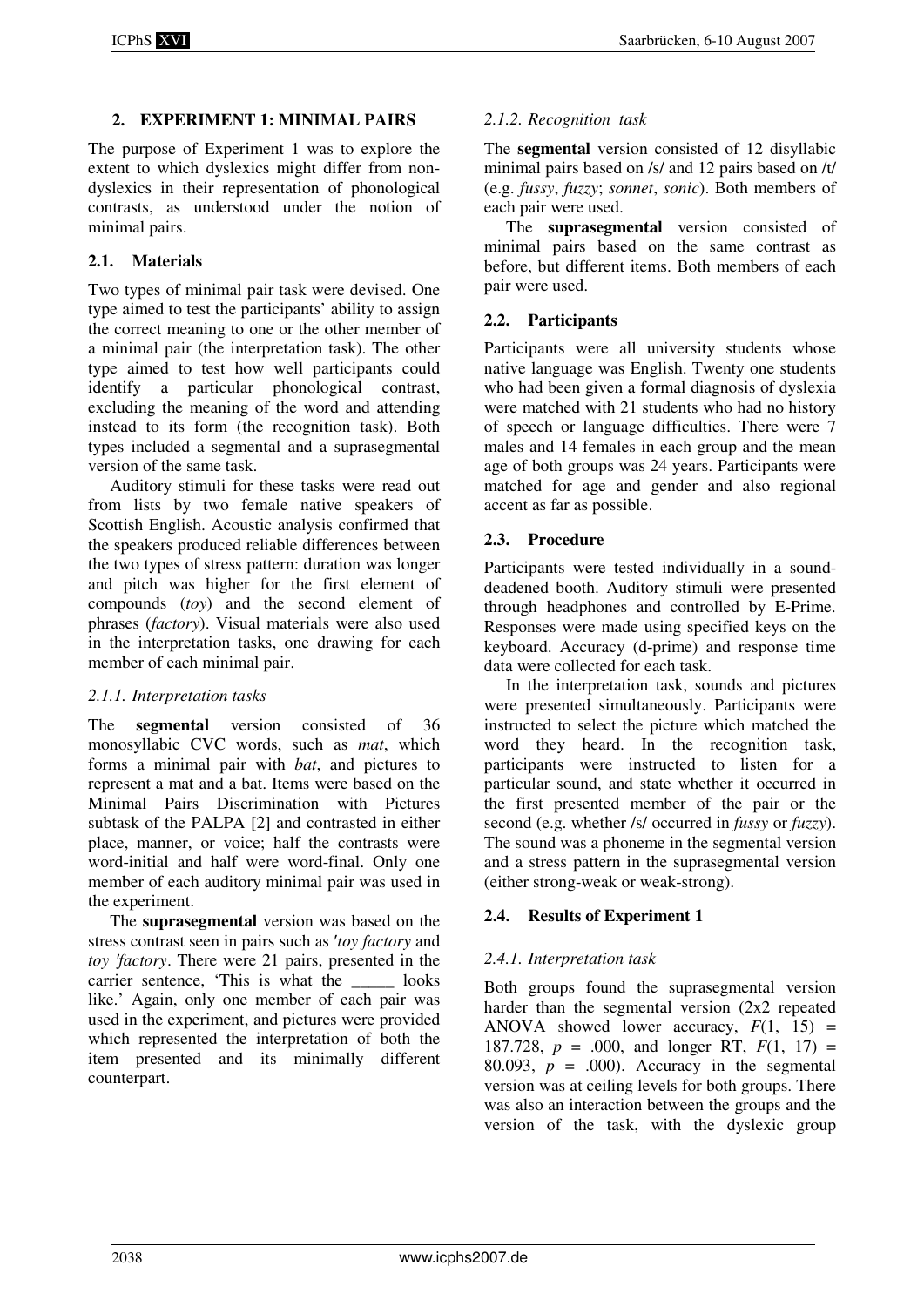## 2. EXPERIMENT 1: MINIMAL PAIRS

The purpose of Experiment 1 was to explore the extent to which dyslexics might differ from non-dyslexics in their representation of phonological contrasts, as understood under the notion of minimal pairs.

### 2.1. Materials

Two types of minimal pair task were devised. One type aimed to test the participants' ability to assign the correct meaning to one or the other member of a minimal pair (the interpretation task). The other type aimed to test how well participants could identify a particular phonological contrast, excluding the meaning of the word and attending instead to its form (the recognition task). Both types included a segmental and a suprasegmental version of the same task.

Auditory stimuli for these tasks were read out from lists by two female native speakers of Scottish English. Acoustic analysis confirmed that the speakers produced reliable differences between the two types of stress pattern: duration was longer and pitch was higher for the first element of compounds (*toy*) and the second element of phrases (*factory*). Visual materials were also used in the interpretation tasks, one drawing for each member of each minimal pair.

#### 2.1.1. Interpretation tasks

The **segmental** version consisted of 36 monosyllabic CVC words, such as *mat*, which forms a minimal pair with *bat*, and pictures to represent a mat and a bat. Items were based on the Minimal Pairs Discrimination with Pictures subtask of the PALPA [2] and contrasted in either place, manner, or voice; half the contrasts were word-initial and half were word-final. Only one member of each auditory minimal pair was used in the experiment.

The **suprasegmental** version was based on the stress contrast seen in pairs such as *'toy factory* and *toy 'factory*. There were 21 pairs, presented in the carrier sentence, 'This is what the _____ looks like.' Again, only one member of each pair was used in the experiment, and pictures were provided which represented the interpretation of both the item presented and its minimally different counterpart.

#### 2.1.2. Recognition task

The **segmental** version consisted of 12 disyllabic minimal pairs based on /s/ and 12 pairs based on /t/ (e.g. *fussy*, *fuzzy*; *sonnet*, *sonic*). Both members of each pair were used.

The **suprasegmental** version consisted of minimal pairs based on the same contrast as before, but different items. Both members of each pair were used.

### 2.2. Participants

Participants were all university students whose native language was English. Twenty one students who had been given a formal diagnosis of dyslexia were matched with 21 students who had no history of speech or language difficulties. There were 7 males and 14 females in each group and the mean age of both groups was 24 years. Participants were matched for age and gender and also regional accent as far as possible.

### 2.3. Procedure

Participants were tested individually in a sound-deadened booth. Auditory stimuli were presented through headphones and controlled by E-Prime. Responses were made using specified keys on the keyboard. Accuracy (d-prime) and response time data were collected for each task.

In the interpretation task, sounds and pictures were presented simultaneously. Participants were instructed to select the picture which matched the word they heard. In the recognition task, participants were instructed to listen for a particular sound, and state whether it occurred in the first presented member of the pair or the second (e.g. whether /s/ occurred in *fussy* or *fuzzy*). The sound was a phoneme in the segmental version and a stress pattern in the suprasegmental version (either strong-weak or weak-strong).

### 2.4. Results of Experiment 1

#### 2.4.1. Interpretation task

Both groups found the suprasegmental version harder than the segmental version (2x2 repeated ANOVA showed lower accuracy, $F(1, 15) = 187.728$, $p = .000$, and longer RT, $F(1, 17) = 80.093$, $p = .000$). Accuracy in the segmental version was at ceiling levels for both groups. There was also an interaction between the groups and the version of the task, with the dyslexic group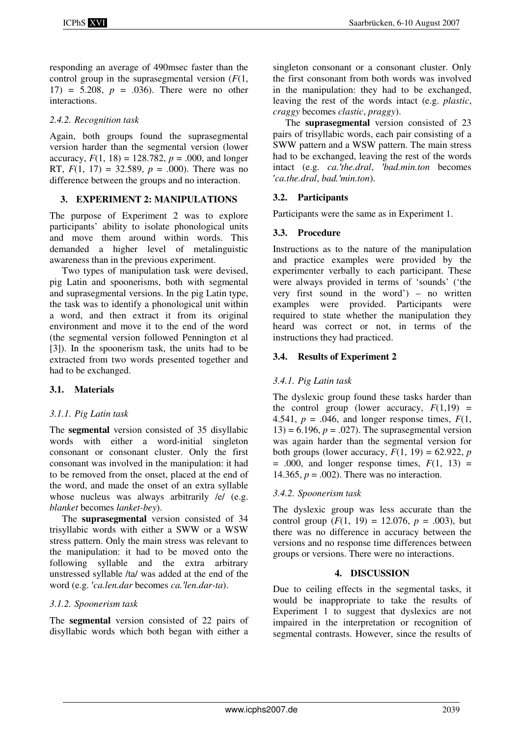responding an average of 490msec faster than the control group in the suprasegmental version ($F(1, 17) = 5.208$, $p = .036$). There were no other interactions.

### 2.4.2. Recognition task

Again, both groups found the suprasegmental version harder than the segmental version (lower accuracy, $F(1, 18) = 128.782$, $p = .000$, and longer RT, $F(1, 17) = 32.589$, $p = .000$). There was no difference between the groups and no interaction.

## 3. EXPERIMENT 2: MANIPULATIONS

The purpose of Experiment 2 was to explore participants' ability to isolate phonological units and move them around within words. This demanded a higher level of metalinguistic awareness than in the previous experiment.

Two types of manipulation task were devised, pig Latin and spoonerisms, both with segmental and suprasegmental versions. In the pig Latin type, the task was to identify a phonological unit within a word, and then extract it from its original environment and move it to the end of the word (the segmental version followed Pennington et al [3]). In the spoonerism task, the units had to be extracted from two words presented together and had to be exchanged.

### 3.1. Materials

#### 3.1.1. Pig Latin task

The **segmental** version consisted of 35 disyllabic words with either a word-initial singleton consonant or consonant cluster. Only the first consonant was involved in the manipulation: it had to be removed from the onset, placed at the end of the word, and made the onset of an extra syllable whose nucleus was always arbitrarily /e/ (e.g. *blanket* becomes *lanket-bey*).

The **suprasegmental** version consisted of 34 trisyllabic words with either a SWW or a WSW stress pattern. Only the main stress was relevant to the manipulation: it had to be moved onto the following syllable and the extra arbitrary unstressed syllable /ta/ was added at the end of the word (e.g. *'ca.len.dar* becomes *ca.'len.dar-ta*).

#### 3.1.2. Spoonerism task

The **segmental** version consisted of 22 pairs of disyllabic words which both began with either a singleton consonant or a consonant cluster. Only the first consonant from both words was involved in the manipulation: they had to be exchanged, leaving the rest of the words intact (e.g. *plastic*, *craggy* becomes *clastic*, *praggy*).

The **suprasegmental** version consisted of 23 pairs of trisyllabic words, each pair consisting of a SWW pattern and a WSW pattern. The main stress had to be exchanged, leaving the rest of the words intact (e.g. *ca.'the.dral*, *'bad.min.ton* becomes *'ca.the.dral*, *bad.'min.ton*).

### 3.2. Participants

Participants were the same as in Experiment 1.

### 3.3. Procedure

Instructions as to the nature of the manipulation and practice examples were provided by the experimenter verbally to each participant. These were always provided in terms of 'sounds' ('the very first sound in the word') – no written examples were provided. Participants were required to state whether the manipulation they heard was correct or not, in terms of the instructions they had practiced.

### 3.4. Results of Experiment 2

#### 3.4.1. Pig Latin task

The dyslexic group found these tasks harder than the control group (lower accuracy, $F(1,19) = 4.541$, $p = .046$, and longer response times, $F(1, 13) = 6.196$, $p = .027$). The suprasegmental version was again harder than the segmental version for both groups (lower accuracy, $F(1, 19) = 62.922$, $p = .000$, and longer response times, $F(1, 13) = 14.365$, $p = .002$). There was no interaction.

#### 3.4.2. Spoonerism task

The dyslexic group was less accurate than the control group ($F(1, 19) = 12.076$, $p = .003$), but there was no difference in accuracy between the versions and no response time differences between groups or versions. There were no interactions.

## 4. DISCUSSION

Due to ceiling effects in the segmental tasks, it would be inappropriate to take the results of Experiment 1 to suggest that dyslexics are not impaired in the interpretation or recognition of segmental contrasts. However, since the results of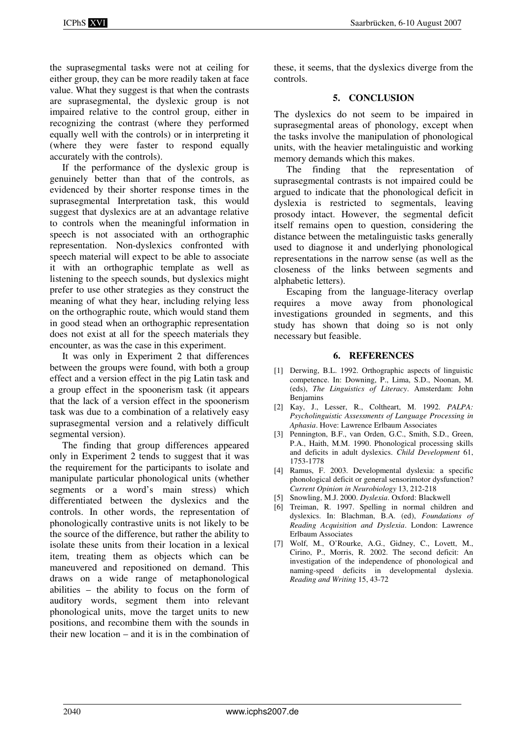the suprasegmental tasks were not at ceiling for either group, they can be more readily taken at face value. What they suggest is that when the contrasts are suprasegmental, the dyslexic group is not impaired relative to the control group, either in recognizing the contrast (where they performed equally well with the controls) or in interpreting it (where they were faster to respond equally accurately with the controls).

If the performance of the dyslexic group is genuinely better than that of the controls, as evidenced by their shorter response times in the suprasegmental Interpretation task, this would suggest that dyslexics are at an advantage relative to controls when the meaningful information in speech is not associated with an orthographic representation. Non-dyslexics confronted with speech material will expect to be able to associate it with an orthographic template as well as listening to the speech sounds, but dyslexics might prefer to use other strategies as they construct the meaning of what they hear, including relying less on the orthographic route, which would stand them in good stead when an orthographic representation does not exist at all for the speech materials they encounter, as was the case in this experiment.

It was only in Experiment 2 that differences between the groups were found, with both a group effect and a version effect in the pig Latin task and a group effect in the spoonerism task (it appears that the lack of a version effect in the spoonerism task was due to a combination of a relatively easy suprasegmental version and a relatively difficult segmental version).

The finding that group differences appeared only in Experiment 2 tends to suggest that it was the requirement for the participants to isolate and manipulate particular phonological units (whether segments or a word's main stress) which differentiated between the dyslexics and the controls. In other words, the representation of phonologically contrastive units is not likely to be the source of the difference, but rather the ability to isolate these units from their location in a lexical item, treating them as objects which can be maneuvered and repositioned on demand. This draws on a wide range of metaphonological abilities – the ability to focus on the form of auditory words, segment them into relevant phonological units, move the target units to new positions, and recombine them with the sounds in their new location – and it is in the combination of these, it seems, that the dyslexics diverge from the controls.

## 5. CONCLUSION

The dyslexics do not seem to be impaired in suprasegmental areas of phonology, except when the tasks involve the manipulation of phonological units, with the heavier metalinguistic and working memory demands which this makes.

The finding that the representation of suprasegmental contrasts is not impaired could be argued to indicate that the phonological deficit in dyslexia is restricted to segmentals, leaving prosody intact. However, the segmental deficit itself remains open to question, considering the distance between the metalinguistic tasks generally used to diagnose it and underlying phonological representations in the narrow sense (as well as the closeness of the links between segments and alphabetic letters).

Escaping from the language-literacy overlap requires a move away from phonological investigations grounded in segments, and this study has shown that doing so is not only necessary but feasible.

## 6. REFERENCES

[1] Derwing, B.L. 1992. Orthographic aspects of linguistic competence. In: Downing, P., Lima, S.D., Noonan, M. (eds), *The Linguistics of Literacy*. Amsterdam: John Benjamins

[2] Kay, J., Lesser, R., Coltheart, M. 1992. *PALPA: Psycholinguistic Assessments of Language Processing in Aphasia*. Hove: Lawrence Erlbaum Associates

[3] Pennington, B.F., van Orden, G.C., Smith, S.D., Green, P.A., Haith, M.M. 1990. Phonological processing skills and deficits in adult dyslexics. *Child Development* 61, 1753-1778

[4] Ramus, F. 2003. Developmental dyslexia: a specific phonological deficit or general sensorimotor dysfunction? *Current Opinion in Neurobiology* 13, 212-218

[5] Snowling, M.J. 2000. *Dyslexia*. Oxford: Blackwell

[6] Treiman, R. 1997. Spelling in normal children and dyslexics. In: Blachman, B.A. (ed), *Foundations of Reading Acquisition and Dyslexia*. London: Lawrence Erlbaum Associates

[7] Wolf, M., O'Rourke, A.G., Gidney, C., Lovett, M., Cirino, P., Morris, R. 2002. The second deficit: An investigation of the independence of phonological and naming-speed deficits in developmental dyslexia. *Reading and Writing* 15, 43-72